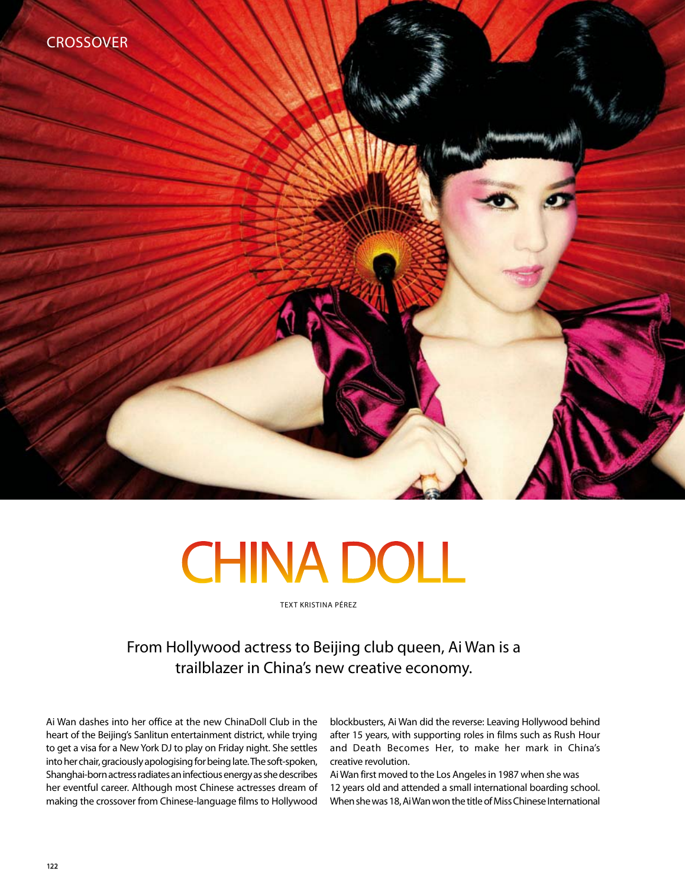CROSSOVER

# CHINA DOLL

TEXT KRISTINA PÉREZ

## From Hollywood actress to Beijing club queen, Ai Wan is a trailblazer in China's new creative economy.

Ai Wan dashes into her office at the new ChinaDoll Club in the heart of the Beijing's Sanlitun entertainment district, while trying to get a visa for a New York DJ to play on Friday night. She settles into her chair, graciously apologising for being late. The soft-spoken, Shanghai-born actress radiates an infectious energy as she describes her eventful career. Although most Chinese actresses dream of making the crossover from Chinese-language films to Hollywood blockbusters, Ai Wan did the reverse: Leaving Hollywood behind after 15 years, with supporting roles in films such as Rush Hour and Death Becomes Her, to make her mark in China's creative revolution.

Ai Wan first moved to the Los Angeles in 1987 when she was 12 years old and attended a small international boarding school. When she was 18, Ai Wan won the title of Miss Chinese International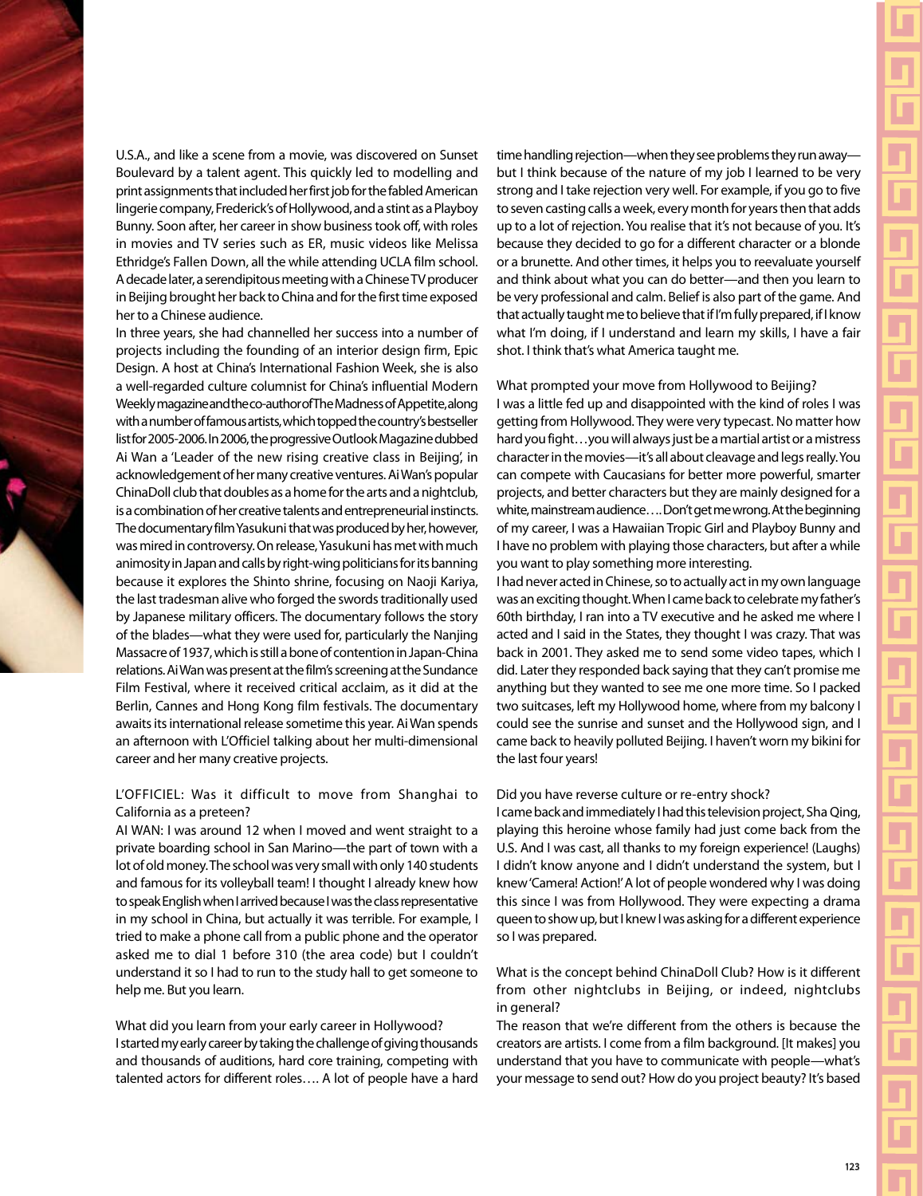U.S.A., and like a scene from a movie, was discovered on Sunset Boulevard by a talent agent. This quickly led to modelling and print assignments that included her first job for the fabled American lingerie company, Frederick's of Hollywood, and a stint as a Playboy Bunny. Soon after, her career in show business took off, with roles in movies and TV series such as ER, music videos like Melissa Ethridge's Fallen Down, all the while attending UCLA film school. A decade later, a serendipitous meeting with a Chinese TV producer in Beijing brought her back to China and for the first time exposed her to a Chinese audience.

In three years, she had channelled her success into a number of projects including the founding of an interior design firm, Epic Design. A host at China's International Fashion Week, she is also a well-regarded culture columnist for China's influential Modern Weekly magazine and the co-author of The Madness of Appetite, along with a number of famous artists, which topped the country's bestseller list for 2005-2006. In 2006, the progressive Outlook Magazine dubbed Ai Wan a 'Leader of the new rising creative class in Beijing', in acknowledgement of her many creative ventures. Ai Wan's popular ChinaDoll club that doubles as a home for the arts and a nightclub, is a combination of her creative talents and entrepreneurial instincts. The documentary film Yasukuni that was produced by her, however, was mired in controversy. On release, Yasukuni has met with much animosity in Japan and calls by right-wing politicians for its banning because it explores the Shinto shrine, focusing on Naoji Kariya, the last tradesman alive who forged the swords traditionally used by Japanese military officers. The documentary follows the story of the blades—what they were used for, particularly the Nanjing Massacre of 1937, which is still a bone of contention in Japan-China relations. Ai Wan was present at the film's screening at the Sundance Film Festival, where it received critical acclaim, as it did at the Berlin, Cannes and Hong Kong film festivals. The documentary awaits its international release sometime this year. Ai Wan spends an afternoon with L'Officiel talking about her multi-dimensional career and her many creative projects.

L'OFFICIEL: Was it difficult to move from Shanghai to California as a preteen?

AI WAN: I was around 12 when I moved and went straight to a private boarding school in San Marino—the part of town with a lot of old money. The school was very small with only 140 students and famous for its volleyball team! I thought I already knew how to speak English when I arrived because I was the class representative in my school in China, but actually it was terrible. For example, I tried to make a phone call from a public phone and the operator asked me to dial 1 before 310 (the area code) but I couldn't understand it so I had to run to the study hall to get someone to help me. But you learn.

What did you learn from your early career in Hollywood?

I started my early career by taking the challenge of giving thousands and thousands of auditions, hard core training, competing with talented actors for different roles…. A lot of people have a hard time handling rejection—when they see problems they run away—but I think because of the nature of my job I learned to be very strong and I take rejection very well. For example, if you go to five to seven casting calls a week, every month for years then that adds up to a lot of rejection. You realise that it's not because of you. It's because they decided to go for a different character or a blonde or a brunette. And other times, it helps you to reevaluate yourself and think about what you can do better—and then you learn to be very professional and calm. Belief is also part of the game. And that actually taught me to believe that if I'm fully prepared, if I know what I'm doing, if I understand and learn my skills, I have a fair shot. I think that's what America taught me.

What prompted your move from Hollywood to Beijing?

I was a little fed up and disappointed with the kind of roles I was getting from Hollywood. They were very typecast. No matter how hard you fight…you will always just be a martial artist or a mistress character in the movies—it's all about cleavage and legs really. You can compete with Caucasians for better more powerful, smarter projects, and better characters but they are mainly designed for a white, mainstream audience…. Don't get me wrong. At the beginning of my career, I was a Hawaiian Tropic Girl and Playboy Bunny and I have no problem with playing those characters, but after a while you want to play something more interesting.

I had never acted in Chinese, so to actually act in my own language was an exciting thought. When I came back to celebrate my father's 60th birthday, I ran into a TV executive and he asked me where I acted and I said in the States, they thought I was crazy. That was back in 2001. They asked me to send some video tapes, which I did. Later they responded back saying that they can't promise me anything but they wanted to see me one more time. So I packed two suitcases, left my Hollywood home, where from my balcony I could see the sunrise and sunset and the Hollywood sign, and I came back to heavily polluted Beijing. I haven't worn my bikini for the last four years!

Did you have reverse culture or re-entry shock?

I came back and immediately I had this television project, Sha Qing, playing this heroine whose family had just come back from the U.S. And I was cast, all thanks to my foreign experience! (Laughs) I didn't know anyone and I didn't understand the system, but I knew 'Camera! Action!' A lot of people wondered why I was doing this since I was from Hollywood. They were expecting a drama queen to show up, but I knew I was asking for a different experience so I was prepared.

What is the concept behind ChinaDoll Club? How is it different from other nightclubs in Beijing, or indeed, nightclubs in general?

The reason that we're different from the others is because the creators are artists. I come from a film background. [It makes] you understand that you have to communicate with people—what's your message to send out? How do you project beauty? It's based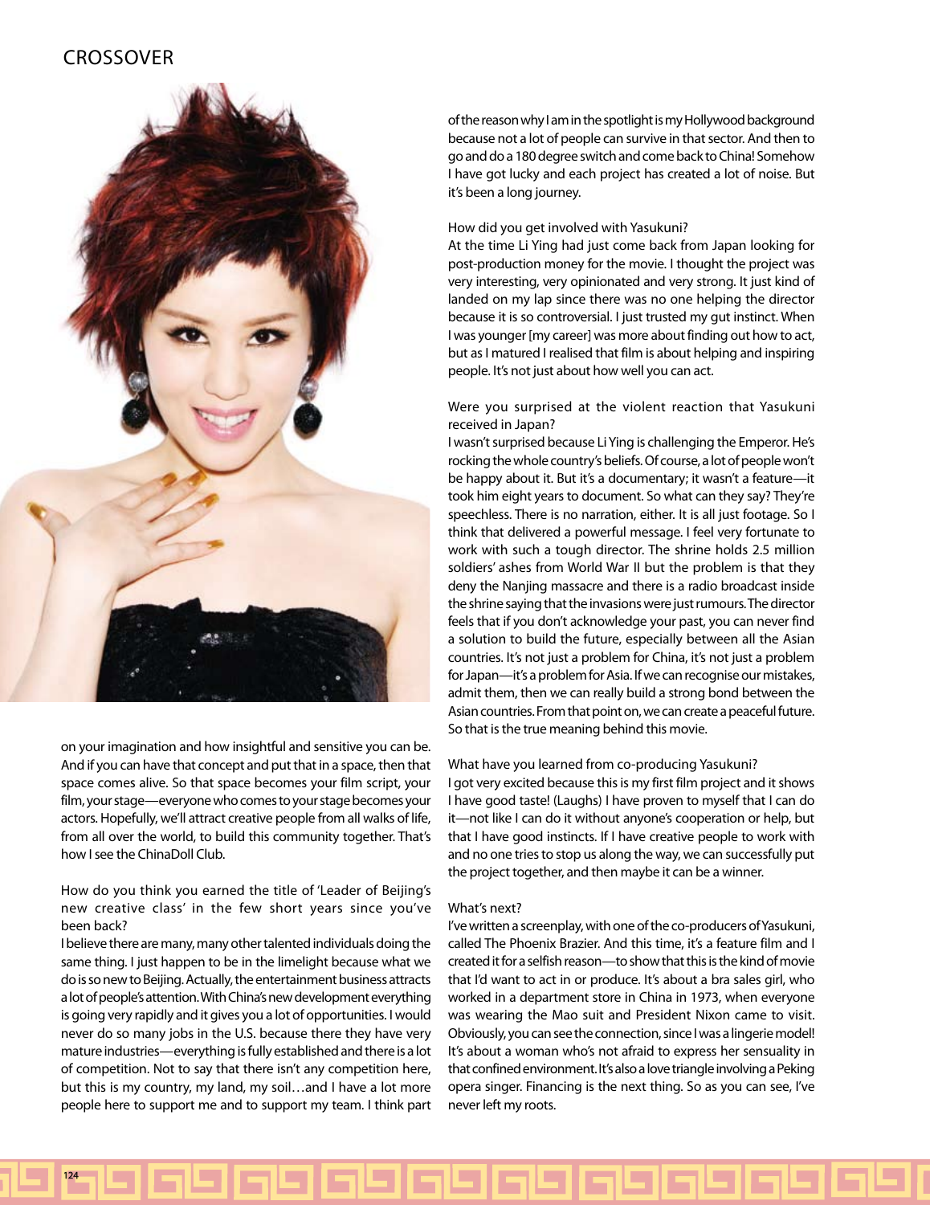on your imagination and how insightful and sensitive you can be. And if you can have that concept and put that in a space, then that space comes alive. So that space becomes your film script, your film, your stage—everyone who comes to your stage becomes your actors. Hopefully, we'll attract creative people from all walks of life, from all over the world, to build this community together. That's how I see the ChinaDoll Club.

How do you think you earned the title of 'Leader of Beijing's new creative class' in the few short years since you've been back?

I believe there are many, many other talented individuals doing the same thing. I just happen to be in the limelight because what we do is so new to Beijing. Actually, the entertainment business attracts a lot of people's attention. With China's new development everything is going very rapidly and it gives you a lot of opportunities. I would never do so many jobs in the U.S. because there they have very mature industries—everything is fully established and there is a lot of competition. Not to say that there isn't any competition here, but this is my country, my land, my soil…and I have a lot more people here to support me and to support my team. I think part of the reason why I am in the spotlight is my Hollywood background because not a lot of people can survive in that sector. And then to go and do a 180 degree switch and come back to China! Somehow I have got lucky and each project has created a lot of noise. But it's been a long journey.

How did you get involved with Yasukuni?

At the time Li Ying had just come back from Japan looking for post-production money for the movie. I thought the project was very interesting, very opinionated and very strong. It just kind of landed on my lap since there was no one helping the director because it is so controversial. I just trusted my gut instinct. When I was younger [my career] was more about finding out how to act, but as I matured I realised that film is about helping and inspiring people. It's not just about how well you can act.

Were you surprised at the violent reaction that Yasukuni received in Japan?

I wasn't surprised because Li Ying is challenging the Emperor. He's rocking the whole country's beliefs. Of course, a lot of people won't be happy about it. But it's a documentary; it wasn't a feature—it took him eight years to document. So what can they say? They're speechless. There is no narration, either. It is all just footage. So I think that delivered a powerful message. I feel very fortunate to work with such a tough director. The shrine holds 2.5 million soldiers' ashes from World War II but the problem is that they deny the Nanjing massacre and there is a radio broadcast inside the shrine saying that the invasions were just rumours. The director feels that if you don't acknowledge your past, you can never find a solution to build the future, especially between all the Asian countries. It's not just a problem for China, it's not just a problem for Japan—it's a problem for Asia. If we can recognise our mistakes, admit them, then we can really build a strong bond between the Asian countries. From that point on, we can create a peaceful future. So that is the true meaning behind this movie.

What have you learned from co-producing Yasukuni?

I got very excited because this is my first film project and it shows I have good taste! (Laughs) I have proven to myself that I can do it—not like I can do it without anyone's cooperation or help, but that I have good instincts. If I have creative people to work with and no one tries to stop us along the way, we can successfully put the project together, and then maybe it can be a winner.

What's next?

I've written a screenplay, with one of the co-producers of Yasukuni, called The Phoenix Brazier. And this time, it's a feature film and I created it for a selfish reason—to show that this is the kind of movie that I'd want to act in or produce. It's about a bra sales girl, who worked in a department store in China in 1973, when everyone was wearing the Mao suit and President Nixon came to visit. Obviously, you can see the connection, since I was a lingerie model! It's about a woman who's not afraid to express her sensuality in that confined environment. It's also a love triangle involving a Peking opera singer. Financing is the next thing. So as you can see, I've never left my roots.